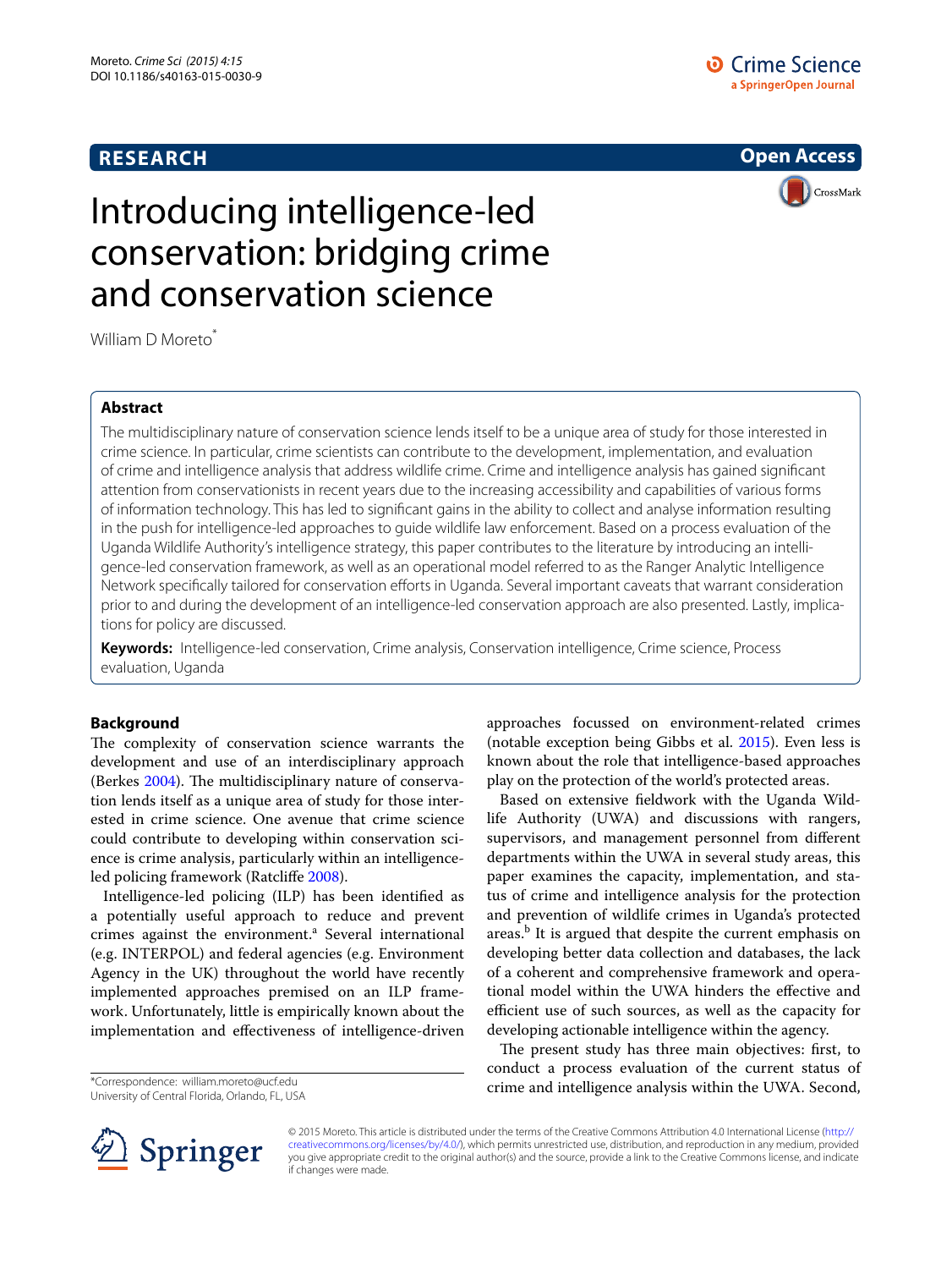**RESEARCH** **Open Access**

# Introducing intelligence-led conservation: bridging crime and conservation science

William D Moreto*

## Abstract

The multidisciplinary nature of conservation science lends itself to be a unique area of study for those interested in crime science. In particular, crime scientists can contribute to the development, implementation, and evaluation of crime and intelligence analysis that address wildlife crime. Crime and intelligence analysis has gained significant attention from conservationists in recent years due to the increasing accessibility and capabilities of various forms of information technology. This has led to significant gains in the ability to collect and analyse information resulting in the push for intelligence-led approaches to guide wildlife law enforcement. Based on a process evaluation of the Uganda Wildlife Authority's intelligence strategy, this paper contributes to the literature by introducing an intelligence-led conservation framework, as well as an operational model referred to as the Ranger Analytic Intelligence Network specifically tailored for conservation efforts in Uganda. Several important caveats that warrant consideration prior to and during the development of an intelligence-led conservation approach are also presented. Lastly, implications for policy are discussed.

**Keywords:** Intelligence-led conservation, Crime analysis, Conservation intelligence, Crime science, Process evaluation, Uganda

## Background

The complexity of conservation science warrants the development and use of an interdisciplinary approach (Berkes 2004). The multidisciplinary nature of conservation lends itself as a unique area of study for those interested in crime science. One avenue that crime science could contribute to developing within conservation science is crime analysis, particularly within an intelligence-led policing framework (Ratcliffe 2008).

Intelligence-led policing (ILP) has been identified as a potentially useful approach to reduce and prevent crimes against the environment.[a] Several international (e.g. INTERPOL) and federal agencies (e.g. Environment Agency in the UK) throughout the world have recently implemented approaches premised on an ILP framework. Unfortunately, little is empirically known about the implementation and effectiveness of intelligence-driven approaches focussed on environment-related crimes (notable exception being Gibbs et al. 2015). Even less is known about the role that intelligence-based approaches play on the protection of the world's protected areas.

Based on extensive fieldwork with the Uganda Wildlife Authority (UWA) and discussions with rangers, supervisors, and management personnel from different departments within the UWA in several study areas, this paper examines the capacity, implementation, and status of crime and intelligence analysis for the protection and prevention of wildlife crimes in Uganda's protected areas.[b] It is argued that despite the current emphasis on developing better data collection and databases, the lack of a coherent and comprehensive framework and operational model within the UWA hinders the effective and efficient use of such sources, as well as the capacity for developing actionable intelligence within the agency.

The present study has three main objectives: first, to conduct a process evaluation of the current status of crime and intelligence analysis within the UWA. Second,

*Correspondence: william.moreto@ucf.edu
University of Central Florida, Orlando, FL, USA

© 2015 Moreto. This article is distributed under the terms of the Creative Commons Attribution 4.0 International License (http://creativecommons.org/licenses/by/4.0/), which permits unrestricted use, distribution, and reproduction in any medium, provided you give appropriate credit to the original author(s) and the source, provide a link to the Creative Commons license, and indicate if changes were made.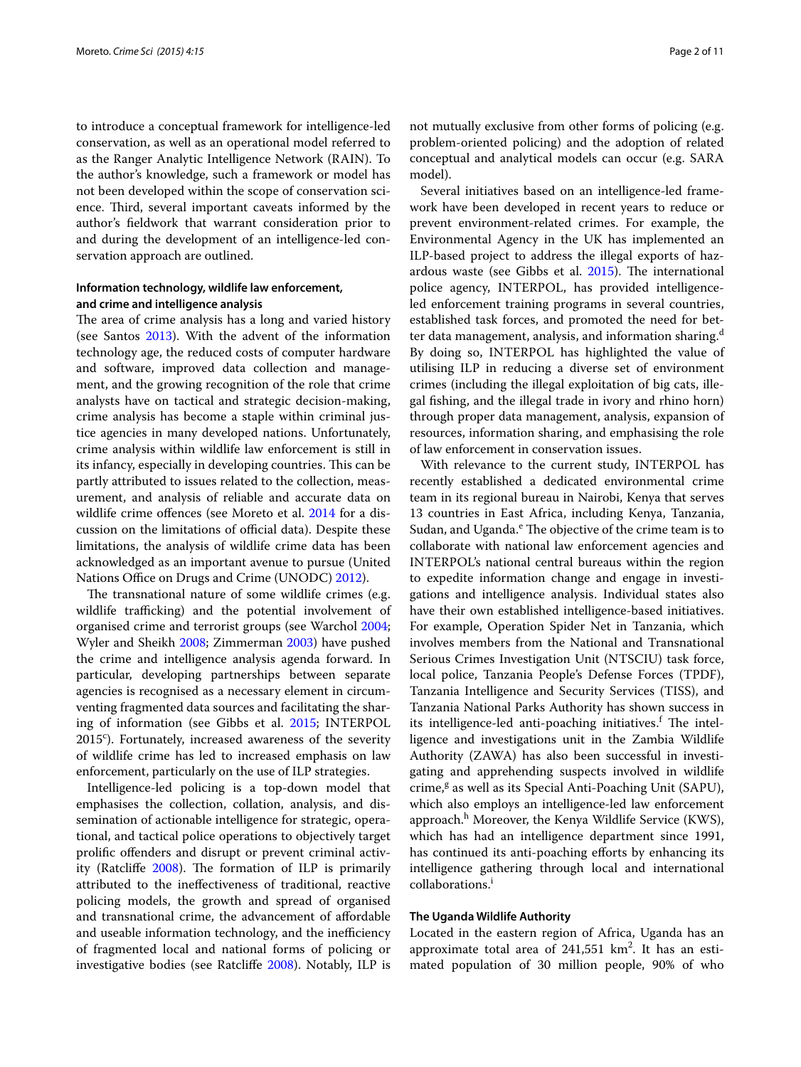to introduce a conceptual framework for intelligence-led conservation, as well as an operational model referred to as the Ranger Analytic Intelligence Network (RAIN). To the author's knowledge, such a framework or model has not been developed within the scope of conservation science. Third, several important caveats informed by the author's fieldwork that warrant consideration prior to and during the development of an intelligence-led conservation approach are outlined.

### Information technology, wildlife law enforcement, and crime and intelligence analysis

The area of crime analysis has a long and varied history (see Santos 2013). With the advent of the information technology age, the reduced costs of computer hardware and software, improved data collection and management, and the growing recognition of the role that crime analysts have on tactical and strategic decision-making, crime analysis has become a staple within criminal justice agencies in many developed nations. Unfortunately, crime analysis within wildlife law enforcement is still in its infancy, especially in developing countries. This can be partly attributed to issues related to the collection, measurement, and analysis of reliable and accurate data on wildlife crime offences (see Moreto et al. 2014 for a discussion on the limitations of official data). Despite these limitations, the analysis of wildlife crime data has been acknowledged as an important avenue to pursue (United Nations Office on Drugs and Crime (UNODC) 2012).

The transnational nature of some wildlife crimes (e.g. wildlife trafficking) and the potential involvement of organised crime and terrorist groups (see Warchol 2004; Wyler and Sheikh 2008; Zimmerman 2003) have pushed the crime and intelligence analysis agenda forward. In particular, developing partnerships between separate agencies is recognised as a necessary element in circumventing fragmented data sources and facilitating the sharing of information (see Gibbs et al. 2015; INTERPOL 2015[c]). Fortunately, increased awareness of the severity of wildlife crime has led to increased emphasis on law enforcement, particularly on the use of ILP strategies.

Intelligence-led policing is a top-down model that emphasises the collection, collation, analysis, and dissemination of actionable intelligence for strategic, operational, and tactical police operations to objectively target prolific offenders and disrupt or prevent criminal activity (Ratcliffe 2008). The formation of ILP is primarily attributed to the ineffectiveness of traditional, reactive policing models, the growth and spread of organised and transnational crime, the advancement of affordable and useable information technology, and the inefficiency of fragmented local and national forms of policing or investigative bodies (see Ratcliffe 2008). Notably, ILP is not mutually exclusive from other forms of policing (e.g. problem-oriented policing) and the adoption of related conceptual and analytical models can occur (e.g. SARA model).

Several initiatives based on an intelligence-led framework have been developed in recent years to reduce or prevent environment-related crimes. For example, the Environmental Agency in the UK has implemented an ILP-based project to address the illegal exports of hazardous waste (see Gibbs et al. 2015). The international police agency, INTERPOL, has provided intelligence-led enforcement training programs in several countries, established task forces, and promoted the need for better data management, analysis, and information sharing.[d] By doing so, INTERPOL has highlighted the value of utilising ILP in reducing a diverse set of environment crimes (including the illegal exploitation of big cats, illegal fishing, and the illegal trade in ivory and rhino horn) through proper data management, analysis, expansion of resources, information sharing, and emphasising the role of law enforcement in conservation issues.

With relevance to the current study, INTERPOL has recently established a dedicated environmental crime team in its regional bureau in Nairobi, Kenya that serves 13 countries in East Africa, including Kenya, Tanzania, Sudan, and Uganda.[e] The objective of the crime team is to collaborate with national law enforcement agencies and INTERPOL's national central bureaus within the region to expedite information change and engage in investigations and intelligence analysis. Individual states also have their own established intelligence-based initiatives. For example, Operation Spider Net in Tanzania, which involves members from the National and Transnational Serious Crimes Investigation Unit (NTSCIU) task force, local police, Tanzania People's Defense Forces (TPDF), Tanzania Intelligence and Security Services (TISS), and Tanzania National Parks Authority has shown success in its intelligence-led anti-poaching initiatives.[f] The intelligence and investigations unit in the Zambia Wildlife Authority (ZAWA) has also been successful in investigating and apprehending suspects involved in wildlife crime,[g] as well as its Special Anti-Poaching Unit (SAPU), which also employs an intelligence-led law enforcement approach.[h] Moreover, the Kenya Wildlife Service (KWS), which has had an intelligence department since 1991, has continued its anti-poaching efforts by enhancing its intelligence gathering through local and international collaborations.[i]

### The Uganda Wildlife Authority

Located in the eastern region of Africa, Uganda has an approximate total area of 241,551 km$^2$. It has an estimated population of 30 million people, 90% of who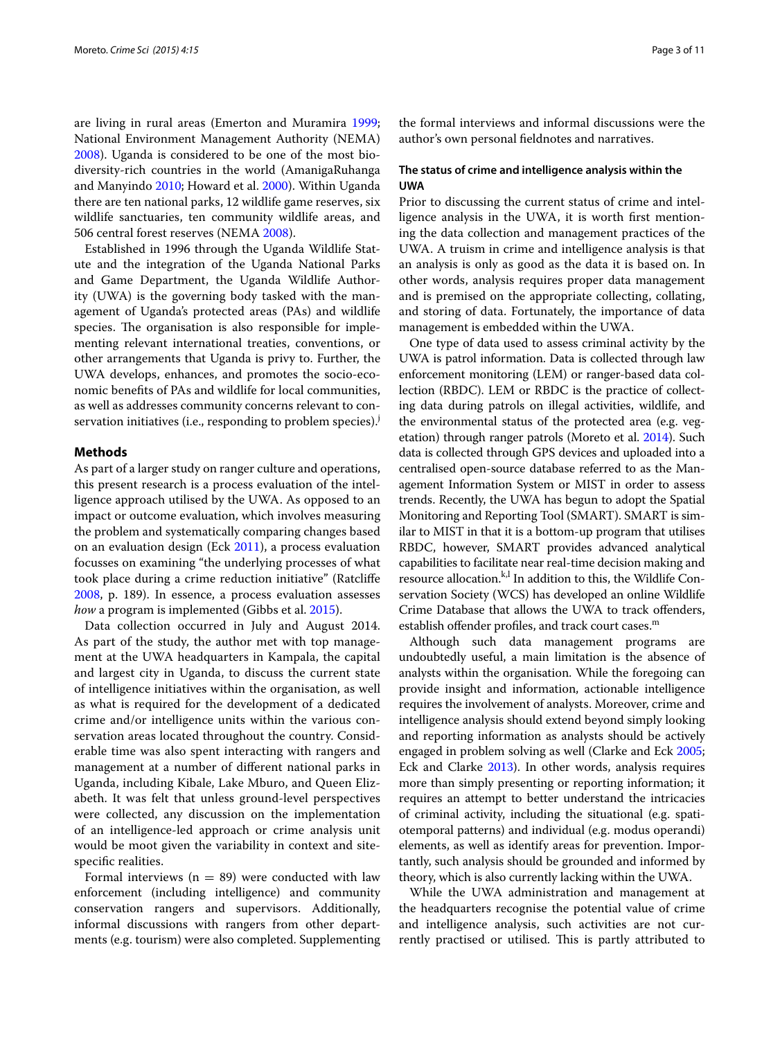are living in rural areas (Emerton and Muramira 1999; National Environment Management Authority (NEMA) 2008). Uganda is considered to be one of the most biodiversity-rich countries in the world (AmanigaRuhanga and Manyindo 2010; Howard et al. 2000). Within Uganda there are ten national parks, 12 wildlife game reserves, six wildlife sanctuaries, ten community wildlife areas, and 506 central forest reserves (NEMA 2008).

Established in 1996 through the Uganda Wildlife Statute and the integration of the Uganda National Parks and Game Department, the Uganda Wildlife Authority (UWA) is the governing body tasked with the management of Uganda's protected areas (PAs) and wildlife species. The organisation is also responsible for implementing relevant international treaties, conventions, or other arrangements that Uganda is privy to. Further, the UWA develops, enhances, and promotes the socio-economic benefits of PAs and wildlife for local communities, as well as addresses community concerns relevant to conservation initiatives (i.e., responding to problem species).[j]

## Methods

As part of a larger study on ranger culture and operations, this present research is a process evaluation of the intelligence approach utilised by the UWA. As opposed to an impact or outcome evaluation, which involves measuring the problem and systematically comparing changes based on an evaluation design (Eck 2011), a process evaluation focusses on examining "the underlying processes of what took place during a crime reduction initiative" (Ratcliffe 2008, p. 189). In essence, a process evaluation assesses *how* a program is implemented (Gibbs et al. 2015).

Data collection occurred in July and August 2014. As part of the study, the author met with top management at the UWA headquarters in Kampala, the capital and largest city in Uganda, to discuss the current state of intelligence initiatives within the organisation, as well as what is required for the development of a dedicated crime and/or intelligence units within the various conservation areas located throughout the country. Considerable time was also spent interacting with rangers and management at a number of different national parks in Uganda, including Kibale, Lake Mburo, and Queen Elizabeth. It was felt that unless ground-level perspectives were collected, any discussion on the implementation of an intelligence-led approach or crime analysis unit would be moot given the variability in context and site-specific realities.

Formal interviews ($n = 89$) were conducted with law enforcement (including intelligence) and community conservation rangers and supervisors. Additionally, informal discussions with rangers from other departments (e.g. tourism) were also completed. Supplementing the formal interviews and informal discussions were the author's own personal fieldnotes and narratives.

### The status of crime and intelligence analysis within the UWA

Prior to discussing the current status of crime and intelligence analysis in the UWA, it is worth first mentioning the data collection and management practices of the UWA. A truism in crime and intelligence analysis is that an analysis is only as good as the data it is based on. In other words, analysis requires proper data management and is premised on the appropriate collecting, collating, and storing of data. Fortunately, the importance of data management is embedded within the UWA.

One type of data used to assess criminal activity by the UWA is patrol information. Data is collected through law enforcement monitoring (LEM) or ranger-based data collection (RBDC). LEM or RBDC is the practice of collecting data during patrols on illegal activities, wildlife, and the environmental status of the protected area (e.g. vegetation) through ranger patrols (Moreto et al. 2014). Such data is collected through GPS devices and uploaded into a centralised open-source database referred to as the Management Information System or MIST in order to assess trends. Recently, the UWA has begun to adopt the Spatial Monitoring and Reporting Tool (SMART). SMART is similar to MIST in that it is a bottom-up program that utilises RBDC, however, SMART provides advanced analytical capabilities to facilitate near real-time decision making and resource allocation.[k,l] In addition to this, the Wildlife Conservation Society (WCS) has developed an online Wildlife Crime Database that allows the UWA to track offenders, establish offender profiles, and track court cases.[m]

Although such data management programs are undoubtedly useful, a main limitation is the absence of analysts within the organisation. While the foregoing can provide insight and information, actionable intelligence requires the involvement of analysts. Moreover, crime and intelligence analysis should extend beyond simply looking and reporting information as analysts should be actively engaged in problem solving as well (Clarke and Eck 2005; Eck and Clarke 2013). In other words, analysis requires more than simply presenting or reporting information; it requires an attempt to better understand the intricacies of criminal activity, including the situational (e.g. spatiotemporal patterns) and individual (e.g. modus operandi) elements, as well as identify areas for prevention. Importantly, such analysis should be grounded and informed by theory, which is also currently lacking within the UWA.

While the UWA administration and management at the headquarters recognise the potential value of crime and intelligence analysis, such activities are not currently practised or utilised. This is partly attributed to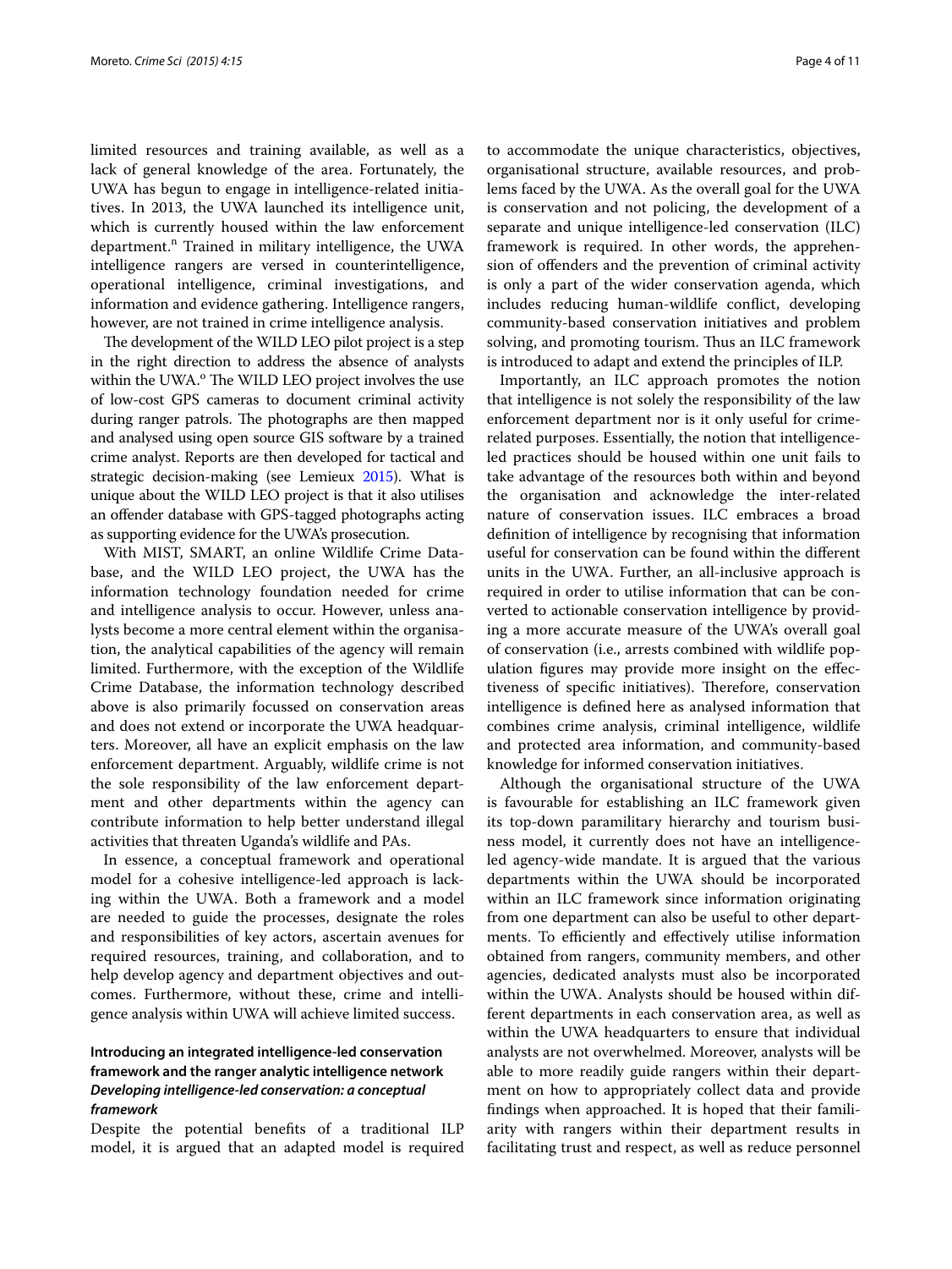limited resources and training available, as well as a lack of general knowledge of the area. Fortunately, the UWA has begun to engage in intelligence-related initiatives. In 2013, the UWA launched its intelligence unit, which is currently housed within the law enforcement department.[n] Trained in military intelligence, the UWA intelligence rangers are versed in counterintelligence, operational intelligence, criminal investigations, and information and evidence gathering. Intelligence rangers, however, are not trained in crime intelligence analysis.

The development of the WILD LEO pilot project is a step in the right direction to address the absence of analysts within the UWA.[o] The WILD LEO project involves the use of low-cost GPS cameras to document criminal activity during ranger patrols. The photographs are then mapped and analysed using open source GIS software by a trained crime analyst. Reports are then developed for tactical and strategic decision-making (see Lemieux 2015). What is unique about the WILD LEO project is that it also utilises an offender database with GPS-tagged photographs acting as supporting evidence for the UWA's prosecution.

With MIST, SMART, an online Wildlife Crime Database, and the WILD LEO project, the UWA has the information technology foundation needed for crime and intelligence analysis to occur. However, unless analysts become a more central element within the organisation, the analytical capabilities of the agency will remain limited. Furthermore, with the exception of the Wildlife Crime Database, the information technology described above is also primarily focussed on conservation areas and does not extend or incorporate the UWA headquarters. Moreover, all have an explicit emphasis on the law enforcement department. Arguably, wildlife crime is not the sole responsibility of the law enforcement department and other departments within the agency can contribute information to help better understand illegal activities that threaten Uganda's wildlife and PAs.

In essence, a conceptual framework and operational model for a cohesive intelligence-led approach is lacking within the UWA. Both a framework and a model are needed to guide the processes, designate the roles and responsibilities of key actors, ascertain avenues for required resources, training, and collaboration, and to help develop agency and department objectives and outcomes. Furthermore, without these, crime and intelligence analysis within UWA will achieve limited success.

## Introducing an integrated intelligence-led conservation framework and the ranger analytic intelligence network

### *Developing intelligence-led conservation: a conceptual framework*

Despite the potential benefits of a traditional ILP model, it is argued that an adapted model is required to accommodate the unique characteristics, objectives, organisational structure, available resources, and problems faced by the UWA. As the overall goal for the UWA is conservation and not policing, the development of a separate and unique intelligence-led conservation (ILC) framework is required. In other words, the apprehension of offenders and the prevention of criminal activity is only a part of the wider conservation agenda, which includes reducing human-wildlife conflict, developing community-based conservation initiatives and problem solving, and promoting tourism. Thus an ILC framework is introduced to adapt and extend the principles of ILP.

Importantly, an ILC approach promotes the notion that intelligence is not solely the responsibility of the law enforcement department nor is it only useful for crime-related purposes. Essentially, the notion that intelligence-led practices should be housed within one unit fails to take advantage of the resources both within and beyond the organisation and acknowledge the inter-related nature of conservation issues. ILC embraces a broad definition of intelligence by recognising that information useful for conservation can be found within the different units in the UWA. Further, an all-inclusive approach is required in order to utilise information that can be converted to actionable conservation intelligence by providing a more accurate measure of the UWA's overall goal of conservation (i.e., arrests combined with wildlife population figures may provide more insight on the effectiveness of specific initiatives). Therefore, conservation intelligence is defined here as analysed information that combines crime analysis, criminal intelligence, wildlife and protected area information, and community-based knowledge for informed conservation initiatives.

Although the organisational structure of the UWA is favourable for establishing an ILC framework given its top-down paramilitary hierarchy and tourism business model, it currently does not have an intelligence-led agency-wide mandate. It is argued that the various departments within the UWA should be incorporated within an ILC framework since information originating from one department can also be useful to other departments. To efficiently and effectively utilise information obtained from rangers, community members, and other agencies, dedicated analysts must also be incorporated within the UWA. Analysts should be housed within different departments in each conservation area, as well as within the UWA headquarters to ensure that individual analysts are not overwhelmed. Moreover, analysts will be able to more readily guide rangers within their department on how to appropriately collect data and provide findings when approached. It is hoped that their familiarity with rangers within their department results in facilitating trust and respect, as well as reduce personnel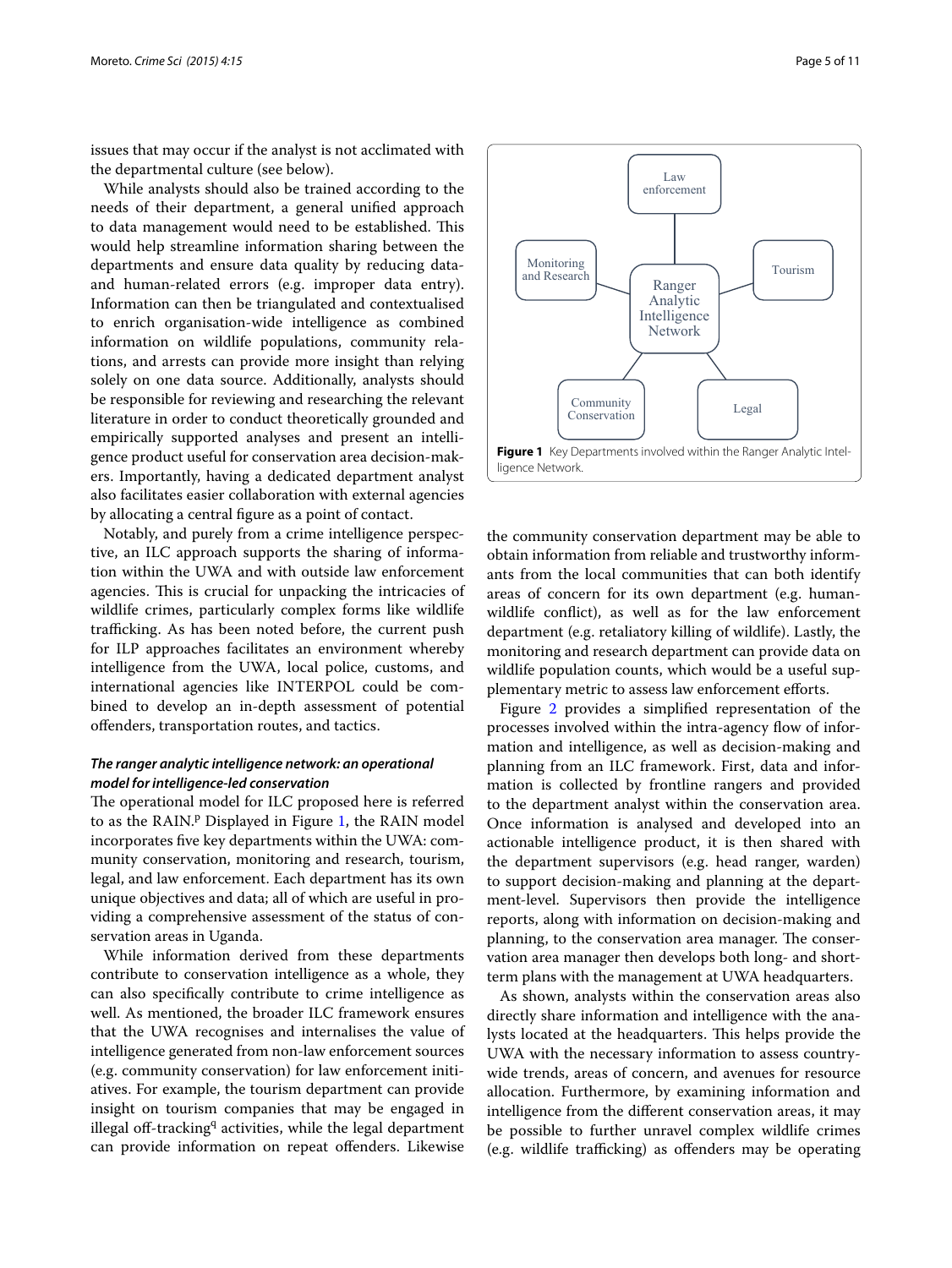issues that may occur if the analyst is not acclimated with the departmental culture (see below).

While analysts should also be trained according to the needs of their department, a general unified approach to data management would need to be established. This would help streamline information sharing between the departments and ensure data quality by reducing data- and human-related errors (e.g. improper data entry). Information can then be triangulated and contextualised to enrich organisation-wide intelligence as combined information on wildlife populations, community relations, and arrests can provide more insight than relying solely on one data source. Additionally, analysts should be responsible for reviewing and researching the relevant literature in order to conduct theoretically grounded and empirically supported analyses and present an intelligence product useful for conservation area decision-makers. Importantly, having a dedicated department analyst also facilitates easier collaboration with external agencies by allocating a central figure as a point of contact.

Notably, and purely from a crime intelligence perspective, an ILC approach supports the sharing of information within the UWA and with outside law enforcement agencies. This is crucial for unpacking the intricacies of wildlife crimes, particularly complex forms like wildlife trafficking. As has been noted before, the current push for ILP approaches facilitates an environment whereby intelligence from the UWA, local police, customs, and international agencies like INTERPOL could be combined to develop an in-depth assessment of potential offenders, transportation routes, and tactics.

### *The ranger analytic intelligence network: an operational model for intelligence-led conservation*

The operational model for ILC proposed here is referred to as the RAIN.[p] Displayed in Figure 1, the RAIN model incorporates five key departments within the UWA: community conservation, monitoring and research, tourism, legal, and law enforcement. Each department has its own unique objectives and data; all of which are useful in providing a comprehensive assessment of the status of conservation areas in Uganda.

While information derived from these departments contribute to conservation intelligence as a whole, they can also specifically contribute to crime intelligence as well. As mentioned, the broader ILC framework ensures that the UWA recognises and internalises the value of intelligence generated from non-law enforcement sources (e.g. community conservation) for law enforcement initiatives. For example, the tourism department can provide insight on tourism companies that may be engaged in illegal off-tracking[q] activities, while the legal department can provide information on repeat offenders. Likewise

Law enforcement

Monitoring and Research

Tourism

Ranger Analytic Intelligence Network

Community Conservation

Legal

**Figure 1** Key Departments involved within the Ranger Analytic Intelligence Network.

the community conservation department may be able to obtain information from reliable and trustworthy informants from the local communities that can both identify areas of concern for its own department (e.g. human-wildlife conflict), as well as for the law enforcement department (e.g. retaliatory killing of wildlife). Lastly, the monitoring and research department can provide data on wildlife population counts, which would be a useful supplementary metric to assess law enforcement efforts.

Figure 2 provides a simplified representation of the processes involved within the intra-agency flow of information and intelligence, as well as decision-making and planning from an ILC framework. First, data and information is collected by frontline rangers and provided to the department analyst within the conservation area. Once information is analysed and developed into an actionable intelligence product, it is then shared with the department supervisors (e.g. head ranger, warden) to support decision-making and planning at the department-level. Supervisors then provide the intelligence reports, along with information on decision-making and planning, to the conservation area manager. The conservation area manager then develops both long- and short-term plans with the management at UWA headquarters.

As shown, analysts within the conservation areas also directly share information and intelligence with the analysts located at the headquarters. This helps provide the UWA with the necessary information to assess country-wide trends, areas of concern, and avenues for resource allocation. Furthermore, by examining information and intelligence from the different conservation areas, it may be possible to further unravel complex wildlife crimes (e.g. wildlife trafficking) as offenders may be operating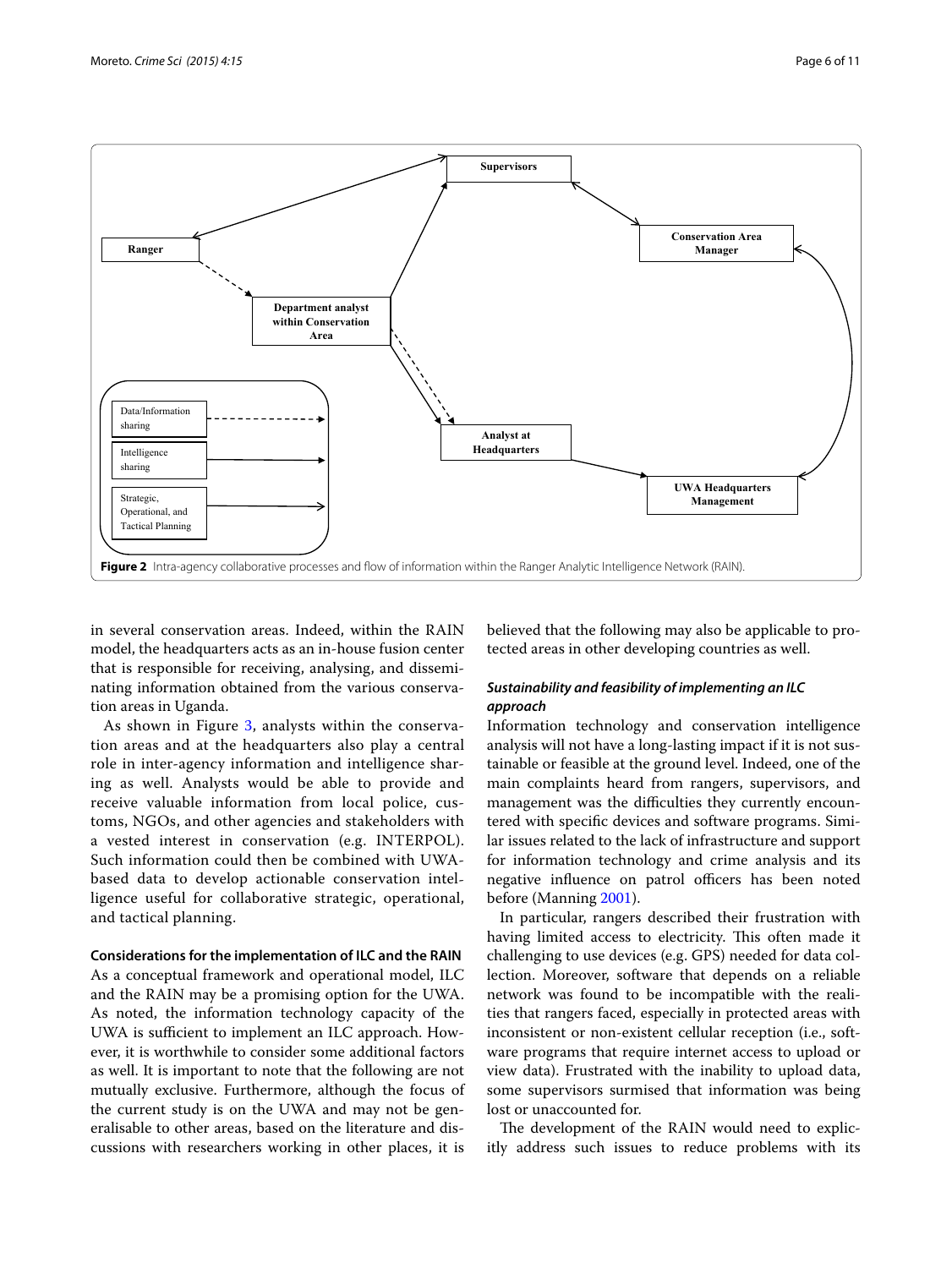Supervisors

Ranger

Conservation Area Manager

Department analyst within Conservation Area

Analyst at Headquarters

UWA Headquarters Management

Data/Information sharing

Intelligence sharing

Strategic, Operational, and Tactical Planning

**Figure 2** Intra-agency collaborative processes and flow of information within the Ranger Analytic Intelligence Network (RAIN).

in several conservation areas. Indeed, within the RAIN model, the headquarters acts as an in-house fusion center that is responsible for receiving, analysing, and disseminating information obtained from the various conservation areas in Uganda.

As shown in Figure 3, analysts within the conservation areas and at the headquarters also play a central role in inter-agency information and intelligence sharing as well. Analysts would be able to provide and receive valuable information from local police, customs, NGOs, and other agencies and stakeholders with a vested interest in conservation (e.g. INTERPOL). Such information could then be combined with UWA-based data to develop actionable conservation intelligence useful for collaborative strategic, operational, and tactical planning.

### Considerations for the implementation of ILC and the RAIN

As a conceptual framework and operational model, ILC and the RAIN may be a promising option for the UWA. As noted, the information technology capacity of the UWA is sufficient to implement an ILC approach. However, it is worthwhile to consider some additional factors as well. It is important to note that the following are not mutually exclusive. Furthermore, although the focus of the current study is on the UWA and may not be generalisable to other areas, based on the literature and discussions with researchers working in other places, it is believed that the following may also be applicable to protected areas in other developing countries as well.

#### *Sustainability and feasibility of implementing an ILC approach*

Information technology and conservation intelligence analysis will not have a long-lasting impact if it is not sustainable or feasible at the ground level. Indeed, one of the main complaints heard from rangers, supervisors, and management was the difficulties they currently encountered with specific devices and software programs. Similar issues related to the lack of infrastructure and support for information technology and crime analysis and its negative influence on patrol officers has been noted before (Manning 2001).

In particular, rangers described their frustration with having limited access to electricity. This often made it challenging to use devices (e.g. GPS) needed for data collection. Moreover, software that depends on a reliable network was found to be incompatible with the realities that rangers faced, especially in protected areas with inconsistent or non-existent cellular reception (i.e., software programs that require internet access to upload or view data). Frustrated with the inability to upload data, some supervisors surmised that information was being lost or unaccounted for.

The development of the RAIN would need to explicitly address such issues to reduce problems with its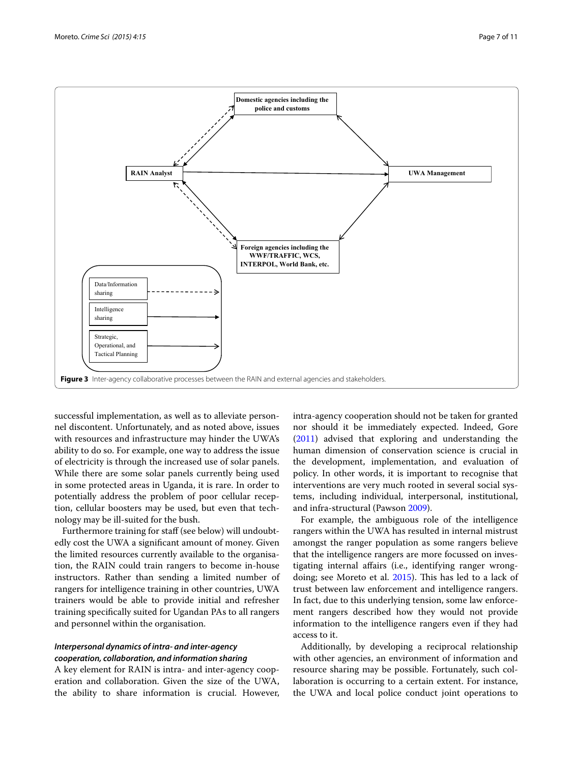Domestic agencies including the police and customs

RAIN Analyst

UWA Management

Foreign agencies including the WWF/TRAFFIC, WCS, INTERPOL, World Bank, etc.

Data/Information sharing

Intelligence sharing

Strategic, Operational, and Tactical Planning

**Figure 3** Inter-agency collaborative processes between the RAIN and external agencies and stakeholders.

successful implementation, as well as to alleviate personnel discontent. Unfortunately, and as noted above, issues with resources and infrastructure may hinder the UWA's ability to do so. For example, one way to address the issue of electricity is through the increased use of solar panels. While there are some solar panels currently being used in some protected areas in Uganda, it is rare. In order to potentially address the problem of poor cellular reception, cellular boosters may be used, but even that technology may be ill-suited for the bush.

Furthermore training for staff (see below) will undoubtedly cost the UWA a significant amount of money. Given the limited resources currently available to the organisation, the RAIN could train rangers to become in-house instructors. Rather than sending a limited number of rangers for intelligence training in other countries, UWA trainers would be able to provide initial and refresher training specifically suited for Ugandan PAs to all rangers and personnel within the organisation.

### *Interpersonal dynamics of intra- and inter-agency cooperation, collaboration, and information sharing*

A key element for RAIN is intra- and inter-agency cooperation and collaboration. Given the size of the UWA, the ability to share information is crucial. However, intra-agency cooperation should not be taken for granted nor should it be immediately expected. Indeed, Gore (2011) advised that exploring and understanding the human dimension of conservation science is crucial in the development, implementation, and evaluation of policy. In other words, it is important to recognise that interventions are very much rooted in several social systems, including individual, interpersonal, institutional, and infra-structural (Pawson 2009).

For example, the ambiguous role of the intelligence rangers within the UWA has resulted in internal mistrust amongst the ranger population as some rangers believe that the intelligence rangers are more focussed on investigating internal affairs (i.e., identifying ranger wrongdoing; see Moreto et al. 2015). This has led to a lack of trust between law enforcement and intelligence rangers. In fact, due to this underlying tension, some law enforcement rangers described how they would not provide information to the intelligence rangers even if they had access to it.

Additionally, by developing a reciprocal relationship with other agencies, an environment of information and resource sharing may be possible. Fortunately, such collaboration is occurring to a certain extent. For instance, the UWA and local police conduct joint operations to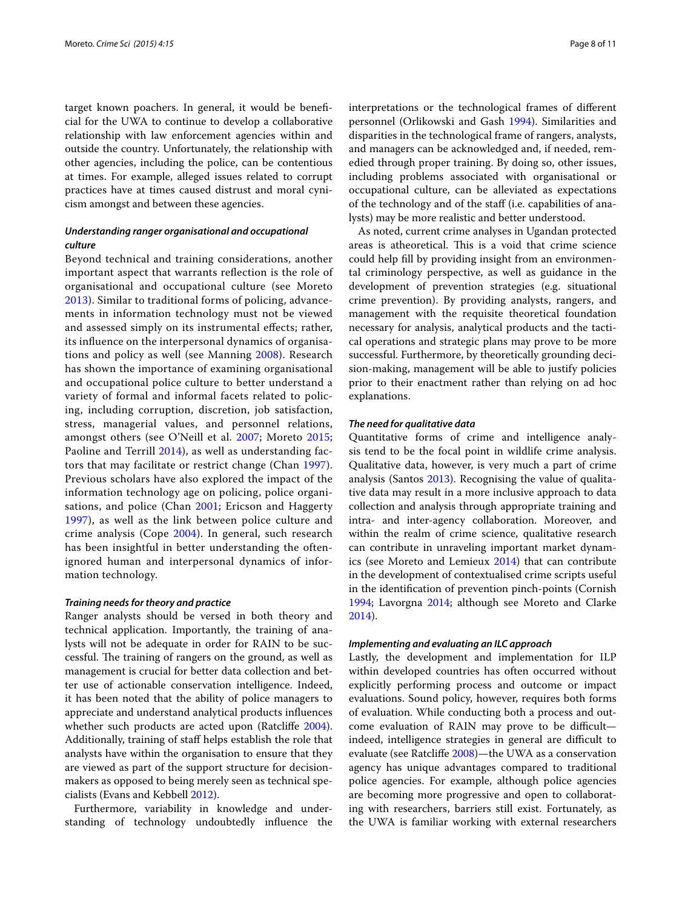target known poachers. In general, it would be beneficial for the UWA to continue to develop a collaborative relationship with law enforcement agencies within and outside the country. Unfortunately, the relationship with other agencies, including the police, can be contentious at times. For example, alleged issues related to corrupt practices have at times caused distrust and moral cynicism amongst and between these agencies.

### *Understanding ranger organisational and occupational culture*

Beyond technical and training considerations, another important aspect that warrants reflection is the role of organisational and occupational culture (see Moreto 2013). Similar to traditional forms of policing, advancements in information technology must not be viewed and assessed simply on its instrumental effects; rather, its influence on the interpersonal dynamics of organisations and policy as well (see Manning 2008). Research has shown the importance of examining organisational and occupational police culture to better understand a variety of formal and informal facets related to policing, including corruption, discretion, job satisfaction, stress, managerial values, and personnel relations, amongst others (see O'Neill et al. 2007; Moreto 2015; Paoline and Terrill 2014), as well as understanding factors that may facilitate or restrict change (Chan 1997). Previous scholars have also explored the impact of the information technology age on policing, police organisations, and police (Chan 2001; Ericson and Haggerty 1997), as well as the link between police culture and crime analysis (Cope 2004). In general, such research has been insightful in better understanding the often-ignored human and interpersonal dynamics of information technology.

### *Training needs for theory and practice*

Ranger analysts should be versed in both theory and technical application. Importantly, the training of analysts will not be adequate in order for RAIN to be successful. The training of rangers on the ground, as well as management is crucial for better data collection and better use of actionable conservation intelligence. Indeed, it has been noted that the ability of police managers to appreciate and understand analytical products influences whether such products are acted upon (Ratcliffe 2004). Additionally, training of staff helps establish the role that analysts have within the organisation to ensure that they are viewed as part of the support structure for decision-makers as opposed to being merely seen as technical specialists (Evans and Kebbell 2012).

Furthermore, variability in knowledge and understanding of technology undoubtedly influence the interpretations or the technological frames of different personnel (Orlikowski and Gash 1994). Similarities and disparities in the technological frame of rangers, analysts, and managers can be acknowledged and, if needed, remedied through proper training. By doing so, other issues, including problems associated with organisational or occupational culture, can be alleviated as expectations of the technology and of the staff (i.e. capabilities of analysts) may be more realistic and better understood.

As noted, current crime analyses in Ugandan protected areas is atheoretical. This is a void that crime science could help fill by providing insight from an environmental criminology perspective, as well as guidance in the development of prevention strategies (e.g. situational crime prevention). By providing analysts, rangers, and management with the requisite theoretical foundation necessary for analysis, analytical products and the tactical operations and strategic plans may prove to be more successful. Furthermore, by theoretically grounding decision-making, management will be able to justify policies prior to their enactment rather than relying on ad hoc explanations.

### *The need for qualitative data*

Quantitative forms of crime and intelligence analysis tend to be the focal point in wildlife crime analysis. Qualitative data, however, is very much a part of crime analysis (Santos 2013). Recognising the value of qualitative data may result in a more inclusive approach to data collection and analysis through appropriate training and intra- and inter-agency collaboration. Moreover, and within the realm of crime science, qualitative research can contribute in unraveling important market dynamics (see Moreto and Lemieux 2014) that can contribute in the development of contextualised crime scripts useful in the identification of prevention pinch-points (Cornish 1994; Lavorgna 2014; although see Moreto and Clarke 2014).

### *Implementing and evaluating an ILC approach*

Lastly, the development and implementation for ILP within developed countries has often occurred without explicitly performing process and outcome or impact evaluations. Sound policy, however, requires both forms of evaluation. While conducting both a process and outcome evaluation of RAIN may prove to be difficult—indeed, intelligence strategies in general are difficult to evaluate (see Ratcliffe 2008)—the UWA as a conservation agency has unique advantages compared to traditional police agencies. For example, although police agencies are becoming more progressive and open to collaborating with researchers, barriers still exist. Fortunately, as the UWA is familiar working with external researchers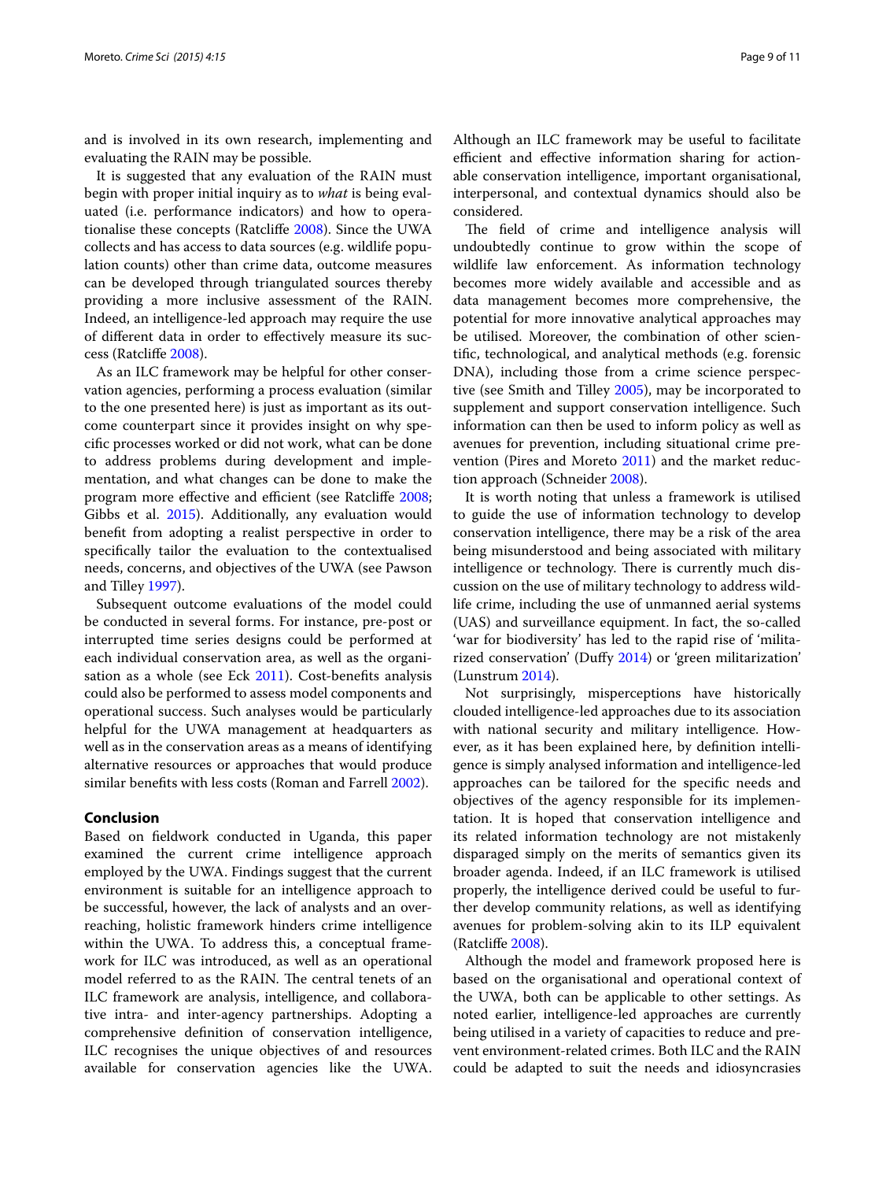and is involved in its own research, implementing and evaluating the RAIN may be possible.

It is suggested that any evaluation of the RAIN must begin with proper initial inquiry as to *what* is being evaluated (i.e. performance indicators) and how to operationalise these concepts (Ratcliffe 2008). Since the UWA collects and has access to data sources (e.g. wildlife population counts) other than crime data, outcome measures can be developed through triangulated sources thereby providing a more inclusive assessment of the RAIN. Indeed, an intelligence-led approach may require the use of different data in order to effectively measure its success (Ratcliffe 2008).

As an ILC framework may be helpful for other conservation agencies, performing a process evaluation (similar to the one presented here) is just as important as its outcome counterpart since it provides insight on why specific processes worked or did not work, what can be done to address problems during development and implementation, and what changes can be done to make the program more effective and efficient (see Ratcliffe 2008; Gibbs et al. 2015). Additionally, any evaluation would benefit from adopting a realist perspective in order to specifically tailor the evaluation to the contextualised needs, concerns, and objectives of the UWA (see Pawson and Tilley 1997).

Subsequent outcome evaluations of the model could be conducted in several forms. For instance, pre-post or interrupted time series designs could be performed at each individual conservation area, as well as the organisation as a whole (see Eck 2011). Cost-benefits analysis could also be performed to assess model components and operational success. Such analyses would be particularly helpful for the UWA management at headquarters as well as in the conservation areas as a means of identifying alternative resources or approaches that would produce similar benefits with less costs (Roman and Farrell 2002).

## Conclusion

Based on fieldwork conducted in Uganda, this paper examined the current crime intelligence approach employed by the UWA. Findings suggest that the current environment is suitable for an intelligence approach to be successful, however, the lack of analysts and an overreaching, holistic framework hinders crime intelligence within the UWA. To address this, a conceptual framework for ILC was introduced, as well as an operational model referred to as the RAIN. The central tenets of an ILC framework are analysis, intelligence, and collaborative intra- and inter-agency partnerships. Adopting a comprehensive definition of conservation intelligence, ILC recognises the unique objectives of and resources available for conservation agencies like the UWA. Although an ILC framework may be useful to facilitate efficient and effective information sharing for actionable conservation intelligence, important organisational, interpersonal, and contextual dynamics should also be considered.

The field of crime and intelligence analysis will undoubtedly continue to grow within the scope of wildlife law enforcement. As information technology becomes more widely available and accessible and as data management becomes more comprehensive, the potential for more innovative analytical approaches may be utilised. Moreover, the combination of other scientific, technological, and analytical methods (e.g. forensic DNA), including those from a crime science perspective (see Smith and Tilley 2005), may be incorporated to supplement and support conservation intelligence. Such information can then be used to inform policy as well as avenues for prevention, including situational crime prevention (Pires and Moreto 2011) and the market reduction approach (Schneider 2008).

It is worth noting that unless a framework is utilised to guide the use of information technology to develop conservation intelligence, there may be a risk of the area being misunderstood and being associated with military intelligence or technology. There is currently much discussion on the use of military technology to address wildlife crime, including the use of unmanned aerial systems (UAS) and surveillance equipment. In fact, the so-called 'war for biodiversity' has led to the rapid rise of 'militarized conservation' (Duffy 2014) or 'green militarization' (Lunstrum 2014).

Not surprisingly, misperceptions have historically clouded intelligence-led approaches due to its association with national security and military intelligence. However, as it has been explained here, by definition intelligence is simply analysed information and intelligence-led approaches can be tailored for the specific needs and objectives of the agency responsible for its implementation. It is hoped that conservation intelligence and its related information technology are not mistakenly disparaged simply on the merits of semantics given its broader agenda. Indeed, if an ILC framework is utilised properly, the intelligence derived could be useful to further develop community relations, as well as identifying avenues for problem-solving akin to its ILP equivalent (Ratcliffe 2008).

Although the model and framework proposed here is based on the organisational and operational context of the UWA, both can be applicable to other settings. As noted earlier, intelligence-led approaches are currently being utilised in a variety of capacities to reduce and prevent environment-related crimes. Both ILC and the RAIN could be adapted to suit the needs and idiosyncrasies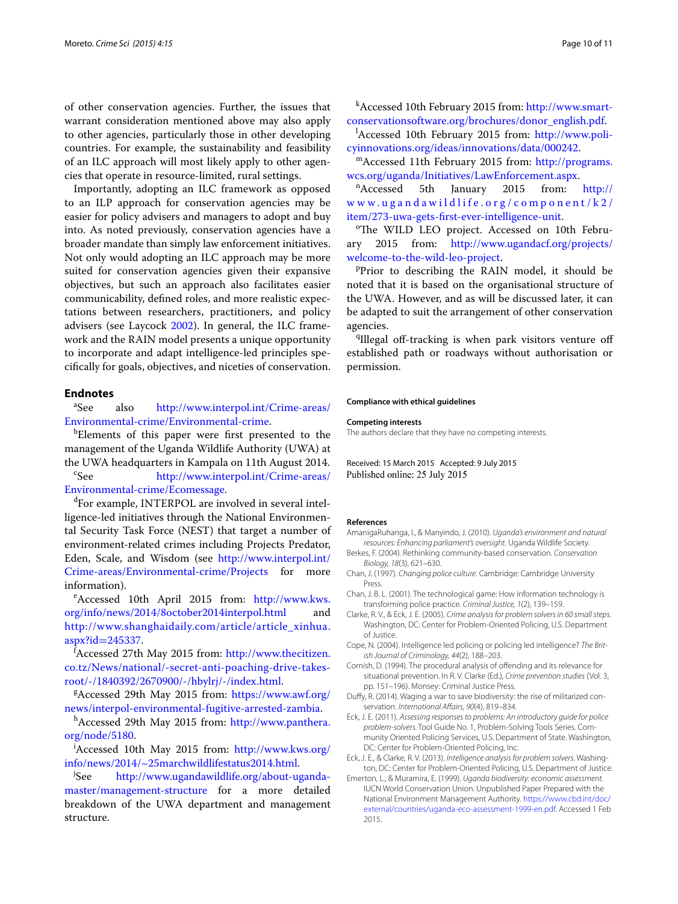of other conservation agencies. Further, the issues that warrant consideration mentioned above may also apply to other agencies, particularly those in other developing countries. For example, the sustainability and feasibility of an ILC approach will most likely apply to other agencies that operate in resource-limited, rural settings.

Importantly, adopting an ILC framework as opposed to an ILP approach for conservation agencies may be easier for policy advisers and managers to adopt and buy into. As noted previously, conservation agencies have a broader mandate than simply law enforcement initiatives. Not only would adopting an ILC approach may be more suited for conservation agencies given their expansive objectives, but such an approach also facilitates easier communicability, defined roles, and more realistic expectations between researchers, practitioners, and policy advisers (see Laycock 2002). In general, the ILC framework and the RAIN model presents a unique opportunity to incorporate and adapt intelligence-led principles specifically for goals, objectives, and niceties of conservation.

## Endnotes

[a]See also http://www.interpol.int/Crime-areas/Environmental-crime/Environmental-crime.

[b]Elements of this paper were first presented to the management of the Uganda Wildlife Authority (UWA) at the UWA headquarters in Kampala on 11th August 2014.

[c]See http://www.interpol.int/Crime-areas/Environmental-crime/Ecomessage.

[d]For example, INTERPOL are involved in several intelligence-led initiatives through the National Environmental Security Task Force (NEST) that target a number of environment-related crimes including Projects Predator, Eden, Scale, and Wisdom (see http://www.interpol.int/Crime-areas/Environmental-crime/Projects for more information).

[e]Accessed 10th April 2015 from: http://www.kws.org/info/news/2014/8october2014interpol.html and http://www.shanghaidaily.com/article/article_xinhua.aspx?id=245337.

[f]Accessed 27th May 2015 from: http://www.thecitizen.co.tz/News/national/-secret-anti-poaching-drive-takes-root/-/1840392/2670900/-/hbylrj/-/index.html.

[g]Accessed 29th May 2015 from: https://www.awf.org/news/interpol-environmental-fugitive-arrested-zambia.

[h]Accessed 29th May 2015 from: http://www.panthera.org/node/5180.

[i]Accessed 10th May 2015 from: http://www.kws.org/info/news/2014/~25marchwildlifestatus2014.html.

[j]See http://www.ugandawildlife.org/about-uganda-master/management-structure for a more detailed breakdown of the UWA department and management structure.

[k]Accessed 10th February 2015 from: http://www.smart-conservationsoftware.org/brochures/donor_english.pdf.

[l]Accessed 10th February 2015 from: http://www.policyinnovations.org/ideas/innovations/data/000242.

[m]Accessed 11th February 2015 from: http://programs.wcs.org/uganda/Initiatives/LawEnforcement.aspx.

[n]Accessed 5th January 2015 from: http://www.ugandawildlife.org/component/k2/item/273-uwa-gets-first-ever-intelligence-unit.

[o]The WILD LEO project. Accessed on 10th February 2015 from: http://www.ugandacf.org/projects/welcome-to-the-wild-leo-project.

[p]Prior to describing the RAIN model, it should be noted that it is based on the organisational structure of the UWA. However, and as will be discussed later, it can be adapted to suit the arrangement of other conservation agencies.

[q]Illegal off-tracking is when park visitors venture off established path or roadways without authorisation or permission.

#### Compliance with ethical guidelines

**Competing interests**

The authors declare that they have no competing interests.

Received: 15 March 2015 Accepted: 9 July 2015
Published online: 25 July 2015

## References

AmanigaRuhanga, I., & Manyindo, J. (2010). *Uganda's environment and natural resources: Enhancing parliament's oversight*. Uganda Wildlife Society.

Berkes, F. (2004). Rethinking community-based conservation. *Conservation Biology, 18*(3), 621–630.

Chan, J. (1997). *Changing police culture*. Cambridge: Cambridge University Press.

Chan, J. B. L. (2001). The technological game: How information technology is transforming police practice. *Criminal Justice, 1*(2), 139–159.

Clarke, R. V., & Eck, J. E. (2005). *Crime analysis for problem solvers in 60 small steps*. Washington, DC: Center for Problem-Oriented Policing, U.S. Department of Justice.

Cope, N. (2004). Intelligence led policing or policing led intelligence? *The British Journal of Criminology, 44*(2), 188–203.

Cornish, D. (1994). The procedural analysis of offending and its relevance for situational prevention. In R. V. Clarke (Ed.), *Crime prevention studies* (Vol. 3, pp. 151–196). Monsey: Criminal Justice Press.

Duffy, R. (2014). Waging a war to save biodiversity: the rise of militarized conservation. *International Affairs, 90*(4), 819–834.

Eck, J. E. (2011). *Assessing responses to problems: An introductory guide for police problem-solvers*. Tool Guide No. 1, Problem-Solving Tools Series. Community Oriented Policing Services, U.S. Department of State. Washington, DC: Center for Problem-Oriented Policing, Inc.

Eck, J. E., & Clarke, R. V. (2013). *Intelligence analysis for problem solvers*. Washington, DC: Center for Problem-Oriented Policing, U.S. Department of Justice.

Emerton, L., & Muramira, E. (1999). *Uganda biodiversity: economic assessment*. IUCN World Conservation Union. Unpublished Paper Prepared with the National Environment Management Authority. https://www.cbd.int/doc/external/countries/uganda-eco-assessment-1999-en.pdf. Accessed 1 Feb 2015.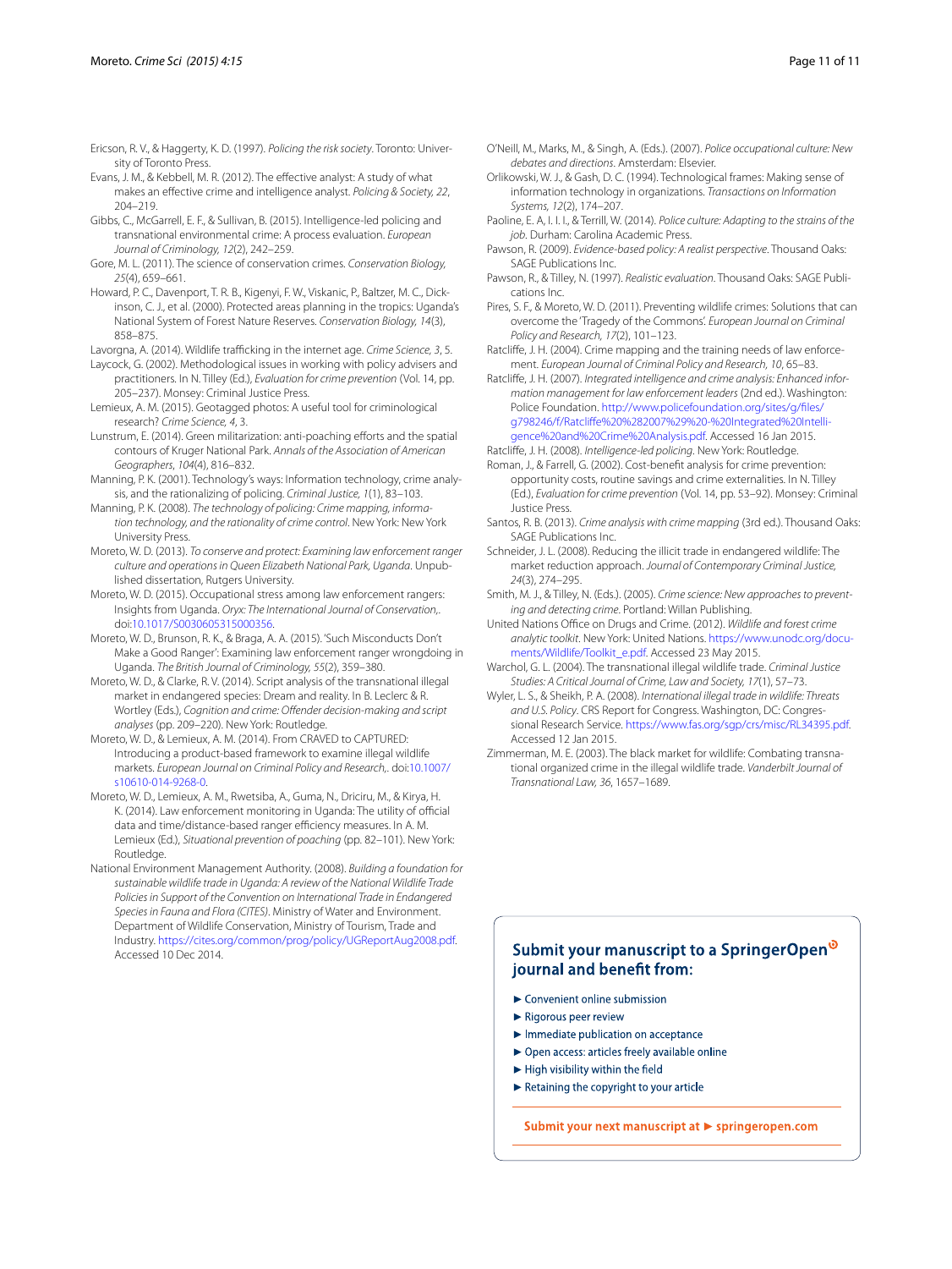Ericson, R. V., & Haggerty, K. D. (1997). *Policing the risk society*. Toronto: University of Toronto Press.

Evans, J. M., & Kebbell, M. R. (2012). The effective analyst: A study of what makes an effective crime and intelligence analyst. *Policing & Society, 22*, 204–219.

Gibbs, C., McGarrell, E. F., & Sullivan, B. (2015). Intelligence-led policing and transnational environmental crime: A process evaluation. *European Journal of Criminology, 12*(2), 242–259.

Gore, M. L. (2011). The science of conservation crimes. *Conservation Biology, 25*(4), 659–661.

Howard, P. C., Davenport, T. R. B., Kigenyi, F. W., Viskanic, P., Baltzer, M. C., Dickinson, C. J., et al. (2000). Protected areas planning in the tropics: Uganda's National System of Forest Nature Reserves. *Conservation Biology, 14*(3), 858–875.

Lavorgna, A. (2014). Wildlife trafficking in the internet age. *Crime Science, 3*, 5.

Laycock, G. (2002). Methodological issues in working with policy advisers and practitioners. In N. Tilley (Ed.), *Evaluation for crime prevention* (Vol. 14, pp. 205–237). Monsey: Criminal Justice Press.

Lemieux, A. M. (2015). Geotagged photos: A useful tool for criminological research? *Crime Science, 4*, 3.

Lunstrum, E. (2014). Green militarization: anti-poaching efforts and the spatial contours of Kruger National Park. *Annals of the Association of American Geographers, 104*(4), 816–832.

Manning, P. K. (2001). Technology's ways: Information technology, crime analysis, and the rationalizing of policing. *Criminal Justice, 1*(1), 83–103.

Manning, P. K. (2008). *The technology of policing: Crime mapping, information technology, and the rationality of crime control*. New York: New York University Press.

Moreto, W. D. (2013). *To conserve and protect: Examining law enforcement ranger culture and operations in Queen Elizabeth National Park, Uganda*. Unpublished dissertation, Rutgers University.

Moreto, W. D. (2015). Occupational stress among law enforcement rangers: Insights from Uganda. *Oryx: The International Journal of Conservation,*. doi:10.1017/S0030605315000356.

Moreto, W. D., Brunson, R. K., & Braga, A. A. (2015). 'Such Misconducts Don't Make a Good Ranger': Examining law enforcement ranger wrongdoing in Uganda. *The British Journal of Criminology, 55*(2), 359–380.

Moreto, W. D., & Clarke, R. V. (2014). Script analysis of the transnational illegal market in endangered species: Dream and reality. In B. Leclerc & R. Wortley (Eds.), *Cognition and crime: Offender decision-making and script analyses* (pp. 209–220). New York: Routledge.

Moreto, W. D., & Lemieux, A. M. (2014). From CRAVED to CAPTURED: Introducing a product-based framework to examine illegal wildlife markets. *European Journal on Criminal Policy and Research,*. doi:10.1007/s10610-014-9268-0.

Moreto, W. D., Lemieux, A. M., Rwetsiba, A., Guma, N., Driciru, M., & Kirya, H. K. (2014). Law enforcement monitoring in Uganda: The utility of official data and time/distance-based ranger efficiency measures. In A. M. Lemieux (Ed.), *Situational prevention of poaching* (pp. 82–101). New York: Routledge.

National Environment Management Authority. (2008). *Building a foundation for sustainable wildlife trade in Uganda: A review of the National Wildlife Trade Policies in Support of the Convention on International Trade in Endangered Species in Fauna and Flora (CITES)*. Ministry of Water and Environment. Department of Wildlife Conservation, Ministry of Tourism, Trade and Industry. https://cites.org/common/prog/policy/UGReportAug2008.pdf. Accessed 10 Dec 2014.

O'Neill, M., Marks, M., & Singh, A. (Eds.). (2007). *Police occupational culture: New debates and directions*. Amsterdam: Elsevier.

Orlikowski, W. J., & Gash, D. C. (1994). Technological frames: Making sense of information technology in organizations. *Transactions on Information Systems, 12*(2), 174–207.

Paoline, E. A, I. I. I., & Terrill, W. (2014). *Police culture: Adapting to the strains of the job*. Durham: Carolina Academic Press.

Pawson, R. (2009). *Evidence-based policy: A realist perspective*. Thousand Oaks: SAGE Publications Inc.

Pawson, R., & Tilley, N. (1997). *Realistic evaluation*. Thousand Oaks: SAGE Publications Inc.

Pires, S. F., & Moreto, W. D. (2011). Preventing wildlife crimes: Solutions that can overcome the 'Tragedy of the Commons'. *European Journal on Criminal Policy and Research, 17*(2), 101–123.

Ratcliffe, J. H. (2004). Crime mapping and the training needs of law enforcement. *European Journal of Criminal Policy and Research, 10*, 65–83.

Ratcliffe, J. H. (2007). *Integrated intelligence and crime analysis: Enhanced information management for law enforcement leaders* (2nd ed.). Washington: Police Foundation. http://www.policefoundation.org/sites/g/files/g798246/f/Ratcliffe%20%282007%29%20-%20Integrated%20Intelligence%20and%20Crime%20Analysis.pdf. Accessed 16 Jan 2015.

Ratcliffe, J. H. (2008). *Intelligence-led policing*. New York: Routledge.

Roman, J., & Farrell, G. (2002). Cost-benefit analysis for crime prevention: opportunity costs, routine savings and crime externalities. In N. Tilley (Ed.), *Evaluation for crime prevention* (Vol. 14, pp. 53–92). Monsey: Criminal Justice Press.

Santos, R. B. (2013). *Crime analysis with crime mapping* (3rd ed.). Thousand Oaks: SAGE Publications Inc.

Schneider, J. L. (2008). Reducing the illicit trade in endangered wildlife: The market reduction approach. *Journal of Contemporary Criminal Justice, 24*(3), 274–295.

Smith, M. J., & Tilley, N. (Eds.). (2005). *Crime science: New approaches to preventing and detecting crime*. Portland: Willan Publishing.

United Nations Office on Drugs and Crime. (2012). *Wildlife and forest crime analytic toolkit*. New York: United Nations. https://www.unodc.org/documents/Wildlife/Toolkit_e.pdf. Accessed 23 May 2015.

Warchol, G. L. (2004). The transnational illegal wildlife trade. *Criminal Justice Studies: A Critical Journal of Crime, Law and Society, 17*(1), 57–73.

Wyler, L. S., & Sheikh, P. A. (2008). *International illegal trade in wildlife: Threats and U.S. Policy*. CRS Report for Congress. Washington, DC: Congressional Research Service. https://www.fas.org/sgp/crs/misc/RL34395.pdf. Accessed 12 Jan 2015.

Zimmerman, M. E. (2003). The black market for wildlife: Combating transnational organized crime in the illegal wildlife trade. *Vanderbilt Journal of Transnational Law, 36*, 1657–1689.

**Submit your manuscript to a SpringerOpen journal and benefit from:**

- Convenient online submission
- Rigorous peer review
- Immediate publication on acceptance
- Open access: articles freely available online
- High visibility within the field
- Retaining the copyright to your article

**Submit your next manuscript at ► springeropen.com**